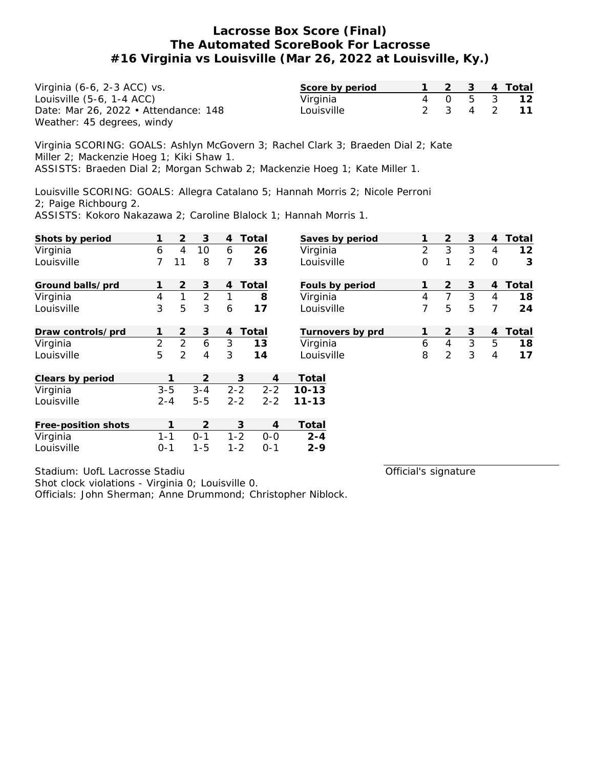# Lacrosse Box Score (Final)
## The Automated ScoreBook For Lacrosse
## #16 Virginia vs Louisville (Mar 26, 2022 at Louisville, Ky.)

Virginia (6-6, 2-3 ACC) vs.
Louisville (5-6, 1-4 ACC)
Date: Mar 26, 2022 • Attendance: 148
Weather: 45 degrees, windy

| Score by period | 1 | 2 | 3 | 4 | Total |
|---|---|---|---|---|---|
| Virginia | 4 | 0 | 5 | 3 | **12** |
| Louisville | 2 | 3 | 4 | 2 | **11** |

Virginia SCORING: GOALS: Ashlyn McGovern 3; Rachel Clark 3; Braeden Dial 2; Kate Miller 2; Mackenzie Hoeg 1; Kiki Shaw 1.
ASSISTS: Braeden Dial 2; Morgan Schwab 2; Mackenzie Hoeg 1; Kate Miller 1.

Louisville SCORING: GOALS: Allegra Catalano 5; Hannah Morris 2; Nicole Perroni 2; Paige Richbourg 2.
ASSISTS: Kokoro Nakazawa 2; Caroline Blalock 1; Hannah Morris 1.

| Shots by period | 1 | 2 | 3 | 4 | Total |
|---|---|---|---|---|---|
| Virginia | 6 | 4 | 10 | 6 | **26** |
| Louisville | 7 | 11 | 8 | 7 | **33** |

| Saves by period | 1 | 2 | 3 | 4 | Total |
|---|---|---|---|---|---|
| Virginia | 2 | 3 | 3 | 4 | **12** |
| Louisville | 0 | 1 | 2 | 0 | **3** |

| Ground balls/prd | 1 | 2 | 3 | 4 | Total |
|---|---|---|---|---|---|
| Virginia | 4 | 1 | 2 | 1 | **8** |
| Louisville | 3 | 5 | 3 | 6 | **17** |

| Fouls by period | 1 | 2 | 3 | 4 | Total |
|---|---|---|---|---|---|
| Virginia | 4 | 7 | 3 | 4 | **18** |
| Louisville | 7 | 5 | 5 | 7 | **24** |

| Draw controls/prd | 1 | 2 | 3 | 4 | Total |
|---|---|---|---|---|---|
| Virginia | 2 | 2 | 6 | 3 | **13** |
| Louisville | 5 | 2 | 4 | 3 | **14** |

| Turnovers by prd | 1 | 2 | 3 | 4 | Total |
|---|---|---|---|---|---|
| Virginia | 6 | 4 | 3 | 5 | **18** |
| Louisville | 8 | 2 | 3 | 4 | **17** |

| Clears by period | 1 | 2 | 3 | 4 | Total |
|---|---|---|---|---|---|
| Virginia | 3-5 | 3-4 | 2-2 | 2-2 | **10-13** |
| Louisville | 2-4 | 5-5 | 2-2 | 2-2 | **11-13** |

| Free-position shots | 1 | 2 | 3 | 4 | Total |
|---|---|---|---|---|---|
| Virginia | 1-1 | 0-1 | 1-2 | 0-0 | **2-4** |
| Louisville | 0-1 | 1-5 | 1-2 | 0-1 | **2-9** |

Stadium: UofL Lacrosse Stadiu
Shot clock violations - Virginia 0; Louisville 0.
Officials: John Sherman; Anne Drummond; Christopher Niblock.

Official's signature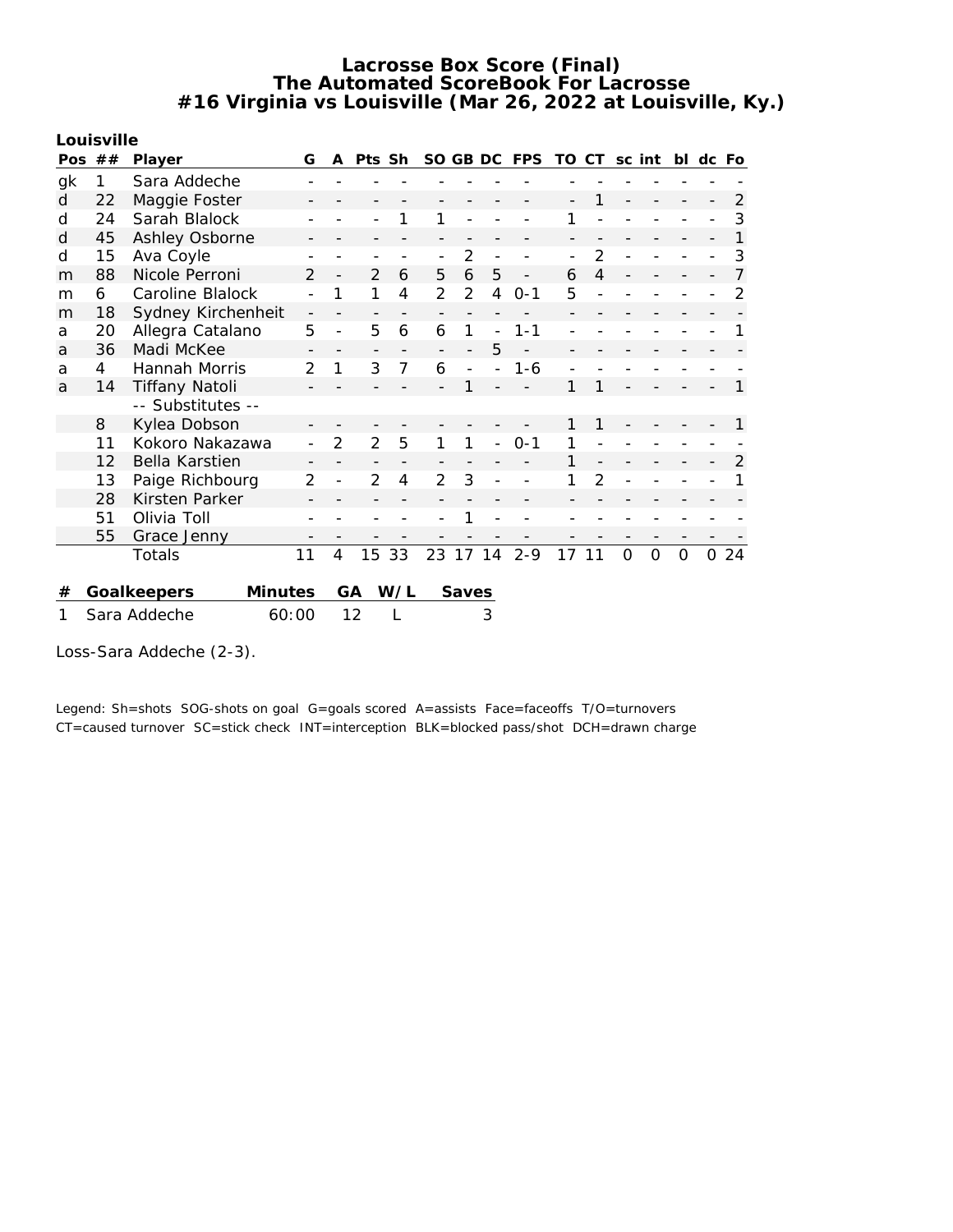# Lacrosse Box Score (Final)
## The Automated ScoreBook For Lacrosse
## #16 Virginia vs Louisville (Mar 26, 2022 at Louisville, Ky.)

**Louisville**

| Pos | ## | Player | G | A | Pts | Sh | SO | GB | DC | FPS | TO | CT | sc | int | bl | dc | Fo |
|---|---|---|---|---|---|---|---|---|---|---|---|---|---|---|---|---|---|
| gk | 1 | Sara Addeche | - | - | - | - | - | - | - | - | - | - | - | - | - | - | - |
| d | 22 | Maggie Foster | - | - | - | - | - | - | - | - | - | 1 | - | - | - | - | 2 |
| d | 24 | Sarah Blalock | - | - | - | 1 | 1 | - | - | - | 1 | - | - | - | - | - | 3 |
| d | 45 | Ashley Osborne | - | - | - | - | - | - | - | - | - | - | - | - | - | - | 1 |
| d | 15 | Ava Coyle | - | - | - | - | - | 2 | - | - | - | 2 | - | - | - | - | 3 |
| m | 88 | Nicole Perroni | 2 | - | 2 | 6 | 5 | 6 | 5 | - | 6 | 4 | - | - | - | - | 7 |
| m | 6 | Caroline Blalock | - | 1 | 1 | 4 | 2 | 2 | 4 | 0-1 | 5 | - | - | - | - | - | 2 |
| m | 18 | Sydney Kirchenheit | - | - | - | - | - | - | - | - | - | - | - | - | - | - | - |
| a | 20 | Allegra Catalano | 5 | - | 5 | 6 | 6 | 1 | - | 1-1 | - | - | - | - | - | - | 1 |
| a | 36 | Madi McKee | - | - | - | - | - | - | 5 | - | - | - | - | - | - | - | - |
| a | 4 | Hannah Morris | 2 | 1 | 3 | 7 | 6 | - | - | 1-6 | - | - | - | - | - | - | - |
| a | 14 | Tiffany Natoli | - | - | - | - | - | 1 | - | - | 1 | 1 | - | - | - | - | 1 |
| | | -- Substitutes -- | | | | | | | | | | | | | | | |
| | 8 | Kylea Dobson | - | - | - | - | - | - | - | - | 1 | 1 | - | - | - | - | 1 |
| | 11 | Kokoro Nakazawa | - | 2 | 2 | 5 | 1 | 1 | - | 0-1 | 1 | - | - | - | - | - | - |
| | 12 | Bella Karstien | - | - | - | - | - | - | - | - | 1 | - | - | - | - | - | 2 |
| | 13 | Paige Richbourg | 2 | - | 2 | 4 | 2 | 3 | - | - | 1 | 2 | - | - | - | - | 1 |
| | 28 | Kirsten Parker | - | - | - | - | - | - | - | - | - | - | - | - | - | - | - |
| | 51 | Olivia Toll | - | - | - | - | - | 1 | - | - | - | - | - | - | - | - | - |
| | 55 | Grace Jenny | - | - | - | - | - | - | - | - | - | - | - | - | - | - | - |
| | | Totals | 11 | 4 | 15 | 33 | 23 | 17 | 14 | 2-9 | 17 | 11 | 0 | 0 | 0 | 0 | 24 |

| # | Goalkeepers | Minutes | GA | W/L | Saves |
|---|---|---|---|---|---|
| 1 | Sara Addeche | 60:00 | 12 | L | 3 |

Loss-Sara Addeche (2-3).

Legend: Sh=shots SOG-shots on goal G=goals scored A=assists Face=faceoffs T/O=turnovers CT=caused turnover SC=stick check INT=interception BLK=blocked pass/shot DCH=drawn charge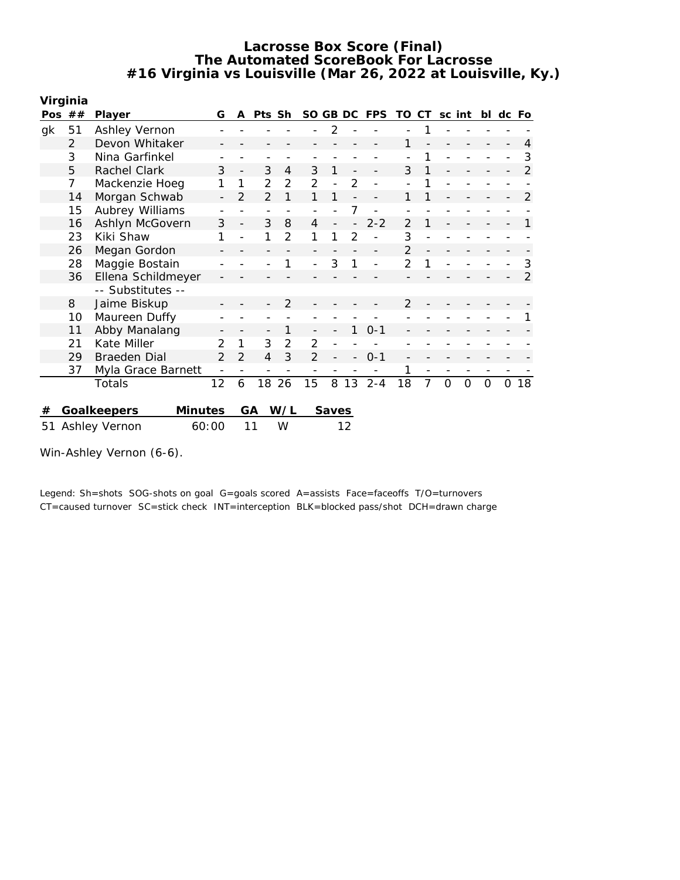# Lacrosse Box Score (Final)
## The Automated ScoreBook For Lacrosse
## #16 Virginia vs Louisville (Mar 26, 2022 at Louisville, Ky.)

**Virginia**

| Pos | ## | Player | G | A | Pts | Sh | SO | GB | DC | FPS | TO | CT | sc | int | bl | dc | Fo |
|---|---|---|---|---|---|---|---|---|---|---|---|---|---|---|---|---|---|
| gk | 51 | Ashley Vernon | - | - | - | - | - | 2 | - | - | - | 1 | - | - | - | - | - |
| | 2 | Devon Whitaker | - | - | - | - | - | - | - | - | 1 | - | - | - | - | - | 4 |
| | 3 | Nina Garfinkel | - | - | - | - | - | - | - | - | - | 1 | - | - | - | - | 3 |
| | 5 | Rachel Clark | 3 | - | 3 | 4 | 3 | 1 | - | - | 3 | 1 | - | - | - | - | 2 |
| | 7 | Mackenzie Hoeg | 1 | 1 | 2 | 2 | 2 | - | 2 | - | - | 1 | - | - | - | - | - |
| | 14 | Morgan Schwab | - | 2 | 2 | 1 | 1 | 1 | - | - | 1 | 1 | - | - | - | - | 2 |
| | 15 | Aubrey Williams | - | - | - | - | - | - | 7 | - | - | - | - | - | - | - | - |
| | 16 | Ashlyn McGovern | 3 | - | 3 | 8 | 4 | - | - | 2-2 | 2 | 1 | - | - | - | - | 1 |
| | 23 | Kiki Shaw | 1 | - | 1 | 2 | 1 | 1 | 2 | - | 3 | - | - | - | - | - | - |
| | 26 | Megan Gordon | - | - | - | - | - | - | - | - | 2 | - | - | - | - | - | - |
| | 28 | Maggie Bostain | - | - | - | 1 | - | 3 | 1 | - | 2 | 1 | - | - | - | - | 3 |
| | 36 | Ellena Schildmeyer | - | - | - | - | - | - | - | - | - | - | - | - | - | - | 2 |
| | | -- Substitutes -- | | | | | | | | | | | | | | | |
| | 8 | Jaime Biskup | - | - | - | 2 | - | - | - | - | 2 | - | - | - | - | - | - |
| | 10 | Maureen Duffy | - | - | - | - | - | - | - | - | - | - | - | - | - | - | 1 |
| | 11 | Abby Manalang | - | - | - | 1 | - | - | 1 | 0-1 | - | - | - | - | - | - | - |
| | 21 | Kate Miller | 2 | 1 | 3 | 2 | 2 | - | - | - | - | - | - | - | - | - | - |
| | 29 | Braeden Dial | 2 | 2 | 4 | 3 | 2 | - | - | 0-1 | - | - | - | - | - | - | - |
| | 37 | Myla Grace Barnett | - | - | - | - | - | - | - | - | 1 | - | - | - | - | - | - |
| | | Totals | 12 | 6 | 18 | 26 | 15 | 8 | 13 | 2-4 | 18 | 7 | 0 | 0 | 0 | 0 | 18 |

| # | Goalkeepers | Minutes | GA | W/L | Saves |
|---|---|---|---|---|---|
| 51 | Ashley Vernon | 60:00 | 11 | W | 12 |

Win-Ashley Vernon (6-6).

Legend: Sh=shots SOG-shots on goal G=goals scored A=assists Face=faceoffs T/O=turnovers
CT=caused turnover SC=stick check INT=interception BLK=blocked pass/shot DCH=drawn charge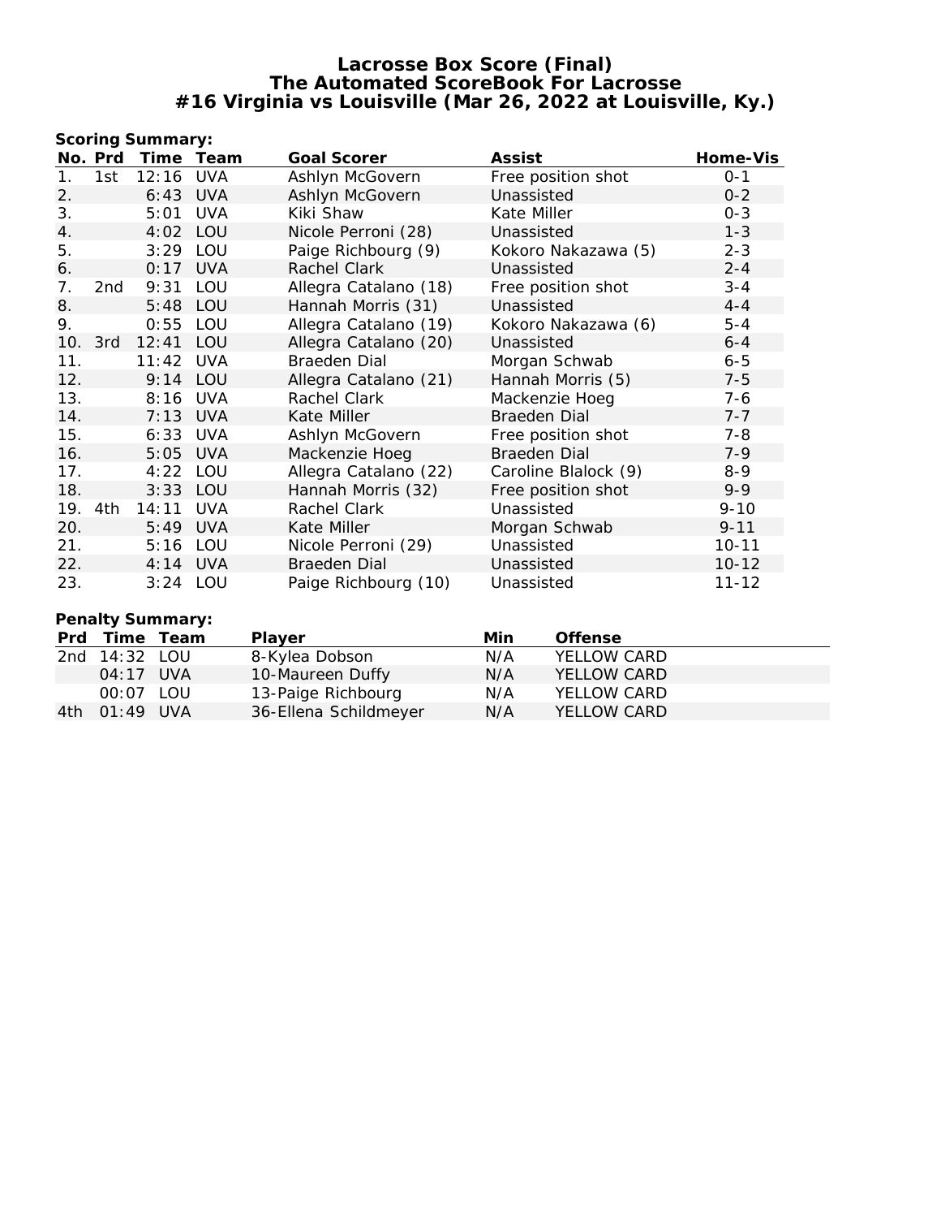# Lacrosse Box Score (Final)
# The Automated ScoreBook For Lacrosse
# #16 Virginia vs Louisville (Mar 26, 2022 at Louisville, Ky.)

**Scoring Summary:**

| No. | Prd | Time | Team | Goal Scorer | Assist | Home-Vis |
|---|---|---|---|---|---|---|
| 1. | 1st | 12:16 | UVA | Ashlyn McGovern | Free position shot | 0-1 |
| 2. | | 6:43 | UVA | Ashlyn McGovern | Unassisted | 0-2 |
| 3. | | 5:01 | UVA | Kiki Shaw | Kate Miller | 0-3 |
| 4. | | 4:02 | LOU | Nicole Perroni (28) | Unassisted | 1-3 |
| 5. | | 3:29 | LOU | Paige Richbourg (9) | Kokoro Nakazawa (5) | 2-3 |
| 6. | | 0:17 | UVA | Rachel Clark | Unassisted | 2-4 |
| 7. | 2nd | 9:31 | LOU | Allegra Catalano (18) | Free position shot | 3-4 |
| 8. | | 5:48 | LOU | Hannah Morris (31) | Unassisted | 4-4 |
| 9. | | 0:55 | LOU | Allegra Catalano (19) | Kokoro Nakazawa (6) | 5-4 |
| 10. | 3rd | 12:41 | LOU | Allegra Catalano (20) | Unassisted | 6-4 |
| 11. | | 11:42 | UVA | Braeden Dial | Morgan Schwab | 6-5 |
| 12. | | 9:14 | LOU | Allegra Catalano (21) | Hannah Morris (5) | 7-5 |
| 13. | | 8:16 | UVA | Rachel Clark | Mackenzie Hoeg | 7-6 |
| 14. | | 7:13 | UVA | Kate Miller | Braeden Dial | 7-7 |
| 15. | | 6:33 | UVA | Ashlyn McGovern | Free position shot | 7-8 |
| 16. | | 5:05 | UVA | Mackenzie Hoeg | Braeden Dial | 7-9 |
| 17. | | 4:22 | LOU | Allegra Catalano (22) | Caroline Blalock (9) | 8-9 |
| 18. | | 3:33 | LOU | Hannah Morris (32) | Free position shot | 9-9 |
| 19. | 4th | 14:11 | UVA | Rachel Clark | Unassisted | 9-10 |
| 20. | | 5:49 | UVA | Kate Miller | Morgan Schwab | 9-11 |
| 21. | | 5:16 | LOU | Nicole Perroni (29) | Unassisted | 10-11 |
| 22. | | 4:14 | UVA | Braeden Dial | Unassisted | 10-12 |
| 23. | | 3:24 | LOU | Paige Richbourg (10) | Unassisted | 11-12 |

**Penalty Summary:**

| Prd | Time | Team | Player | Min | Offense |
|---|---|---|---|---|---|
| 2nd | 14:32 | LOU | 8-Kylea Dobson | N/A | YELLOW CARD |
| | 04:17 | UVA | 10-Maureen Duffy | N/A | YELLOW CARD |
| | 00:07 | LOU | 13-Paige Richbourg | N/A | YELLOW CARD |
| 4th | 01:49 | UVA | 36-Ellena Schildmeyer | N/A | YELLOW CARD |